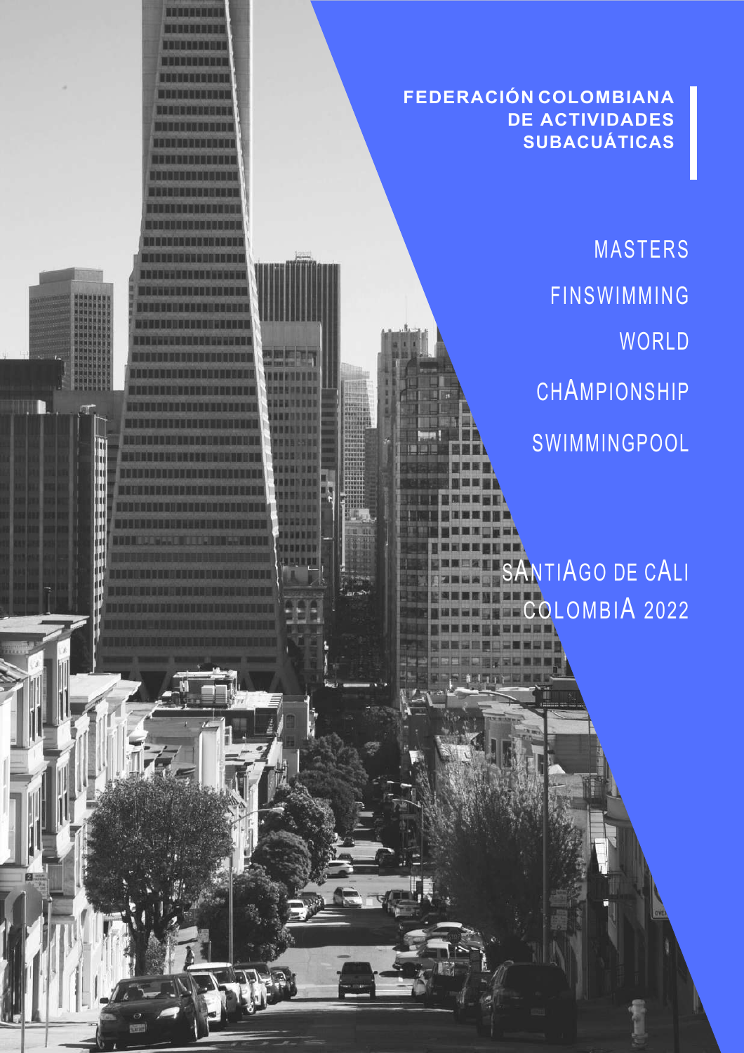**FEDERACIÓN COLOMBIANA DE ACTIVIDADES SUBACUÁTICAS**

# MASTERS FINSWIMMING WORLD CHAMPIONSHIP SWIMMINGPOOL

SANTIAGO DE CALI COLOMBIA 2022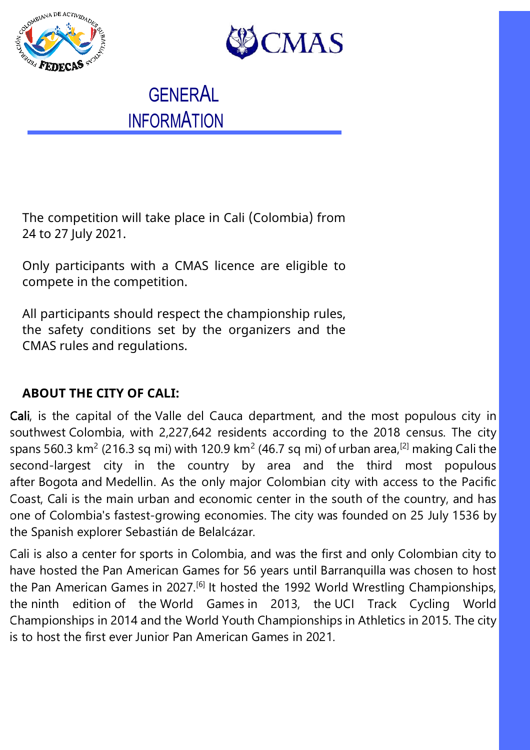# GENERAL INFORMATION

The competition will take place in Cali (Colombia) from 24 to 27 July 2021.

Only participants with a CMAS licence are eligible to compete in the competition.

All participants should respect the championship rules, the safety conditions set by the organizers and the CMAS rules and regulations.

## ABOUT THE CITY OF CALI:

**Cali**, is the capital of the Valle del Cauca department, and the most populous city in southwest Colombia, with 2,227,642 residents according to the 2018 census. The city spans 560.3 km$^2$ (216.3 sq mi) with 120.9 km$^2$ (46.7 sq mi) of urban area,[2] making Cali the second-largest city in the country by area and the third most populous after Bogota and Medellin. As the only major Colombian city with access to the Pacific Coast, Cali is the main urban and economic center in the south of the country, and has one of Colombia's fastest-growing economies. The city was founded on 25 July 1536 by the Spanish explorer Sebastián de Belalcázar.

Cali is also a center for sports in Colombia, and was the first and only Colombian city to have hosted the Pan American Games for 56 years until Barranquilla was chosen to host the Pan American Games in 2027.[6] It hosted the 1992 World Wrestling Championships, the ninth edition of the World Games in 2013, the UCI Track Cycling World Championships in 2014 and the World Youth Championships in Athletics in 2015. The city is to host the first ever Junior Pan American Games in 2021.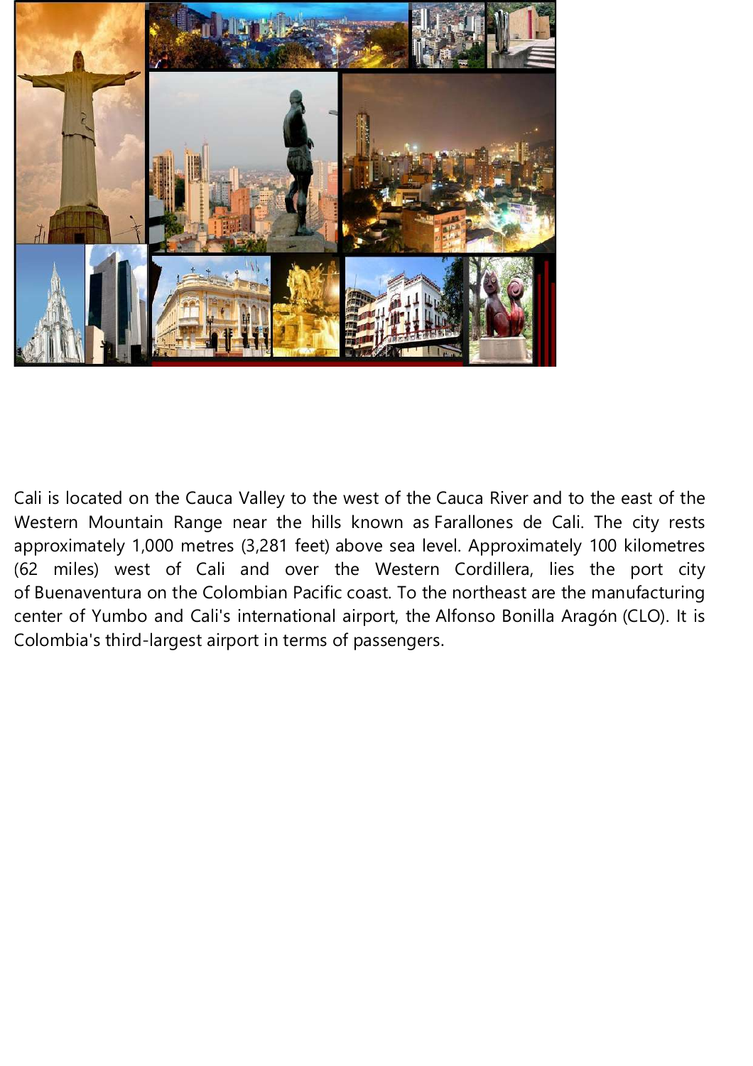Cali is located on the Cauca Valley to the west of the Cauca River and to the east of the Western Mountain Range near the hills known as Farallones de Cali. The city rests approximately 1,000 metres (3,281 feet) above sea level. Approximately 100 kilometres (62 miles) west of Cali and over the Western Cordillera, lies the port city of Buenaventura on the Colombian Pacific coast. To the northeast are the manufacturing center of Yumbo and Cali's international airport, the Alfonso Bonilla Aragón (CLO). It is Colombia's third-largest airport in terms of passengers.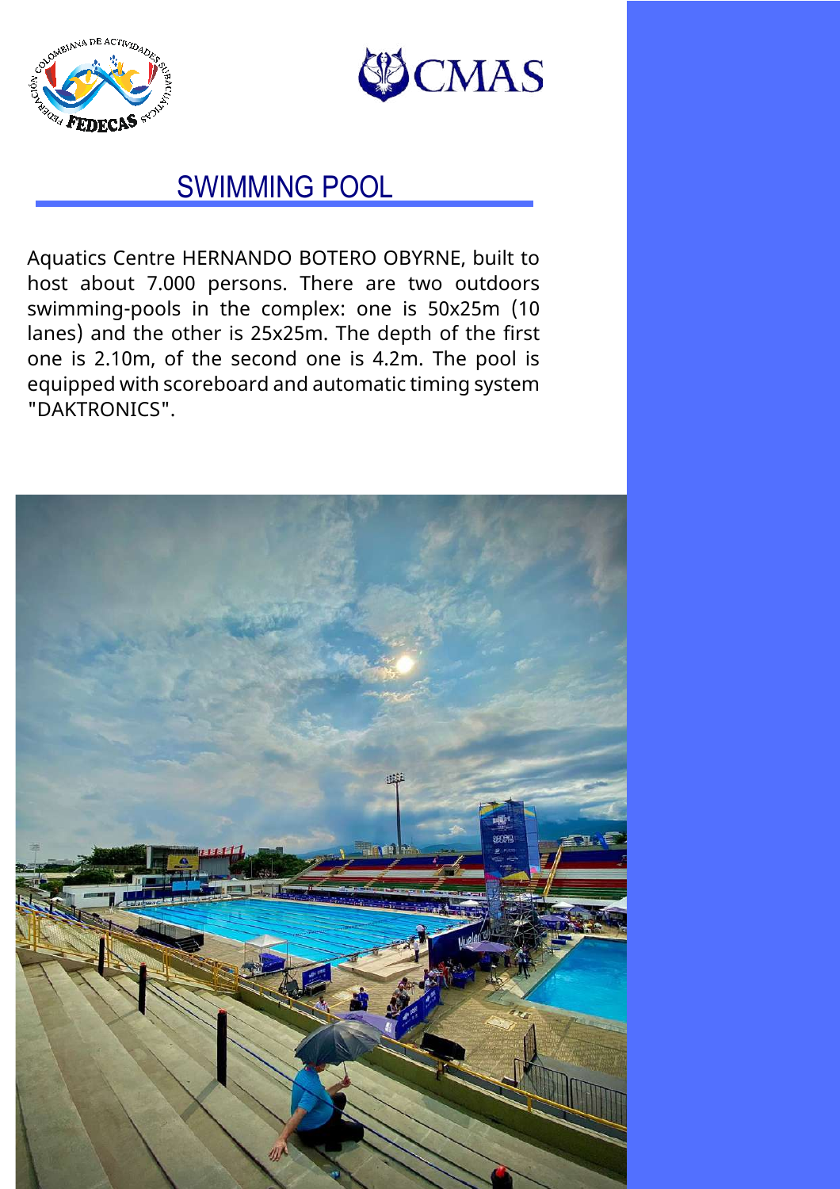# SWIMMING POOL

Aquatics Centre HERNANDO BOTERO OBYRNE, built to host about 7.000 persons. There are two outdoors swimming-pools in the complex: one is 50x25m (10 lanes) and the other is 25x25m. The depth of the first one is 2.10m, of the second one is 4.2m. The pool is equipped with scoreboard and automatic timing system "DAKTRONICS".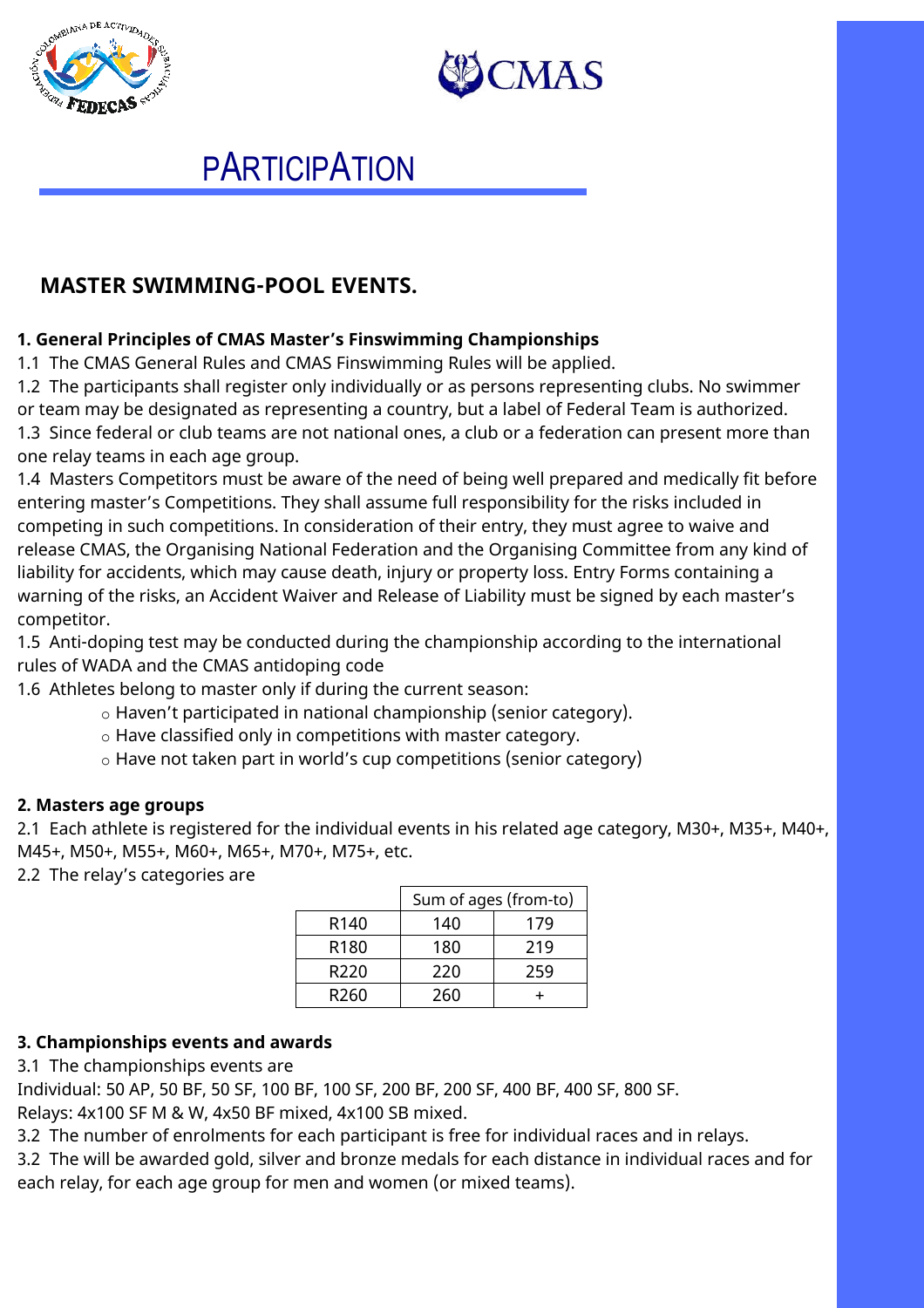# PARTICIPATION

## MASTER SWIMMING-POOL EVENTS.

**1. General Principles of CMAS Master's Finswimming Championships**

1.1 The CMAS General Rules and CMAS Finswimming Rules will be applied.

1.2 The participants shall register only individually or as persons representing clubs. No swimmer or team may be designated as representing a country, but a label of Federal Team is authorized.

1.3 Since federal or club teams are not national ones, a club or a federation can present more than one relay teams in each age group.

1.4 Masters Competitors must be aware of the need of being well prepared and medically fit before entering master's Competitions. They shall assume full responsibility for the risks included in competing in such competitions. In consideration of their entry, they must agree to waive and release CMAS, the Organising National Federation and the Organising Committee from any kind of liability for accidents, which may cause death, injury or property loss. Entry Forms containing a warning of the risks, an Accident Waiver and Release of Liability must be signed by each master's competitor.

1.5 Anti-doping test may be conducted during the championship according to the international rules of WADA and the CMAS antidoping code

1.6 Athletes belong to master only if during the current season:

- Haven't participated in national championship (senior category).
- Have classified only in competitions with master category.
- Have not taken part in world's cup competitions (senior category)

**2. Masters age groups**

2.1 Each athlete is registered for the individual events in his related age category, M30+, M35+, M40+, M45+, M50+, M55+, M60+, M65+, M70+, M75+, etc.

2.2 The relay's categories are

| | Sum of ages (from-to) | |
|---|---|---|
| R140 | 140 | 179 |
| R180 | 180 | 219 |
| R220 | 220 | 259 |
| R260 | 260 | + |

**3. Championships events and awards**

3.1 The championships events are

Individual: 50 AP, 50 BF, 50 SF, 100 BF, 100 SF, 200 BF, 200 SF, 400 BF, 400 SF, 800 SF.

Relays: 4x100 SF M & W, 4x50 BF mixed, 4x100 SB mixed.

3.2 The number of enrolments for each participant is free for individual races and in relays.

3.2 The will be awarded gold, silver and bronze medals for each distance in individual races and for each relay, for each age group for men and women (or mixed teams).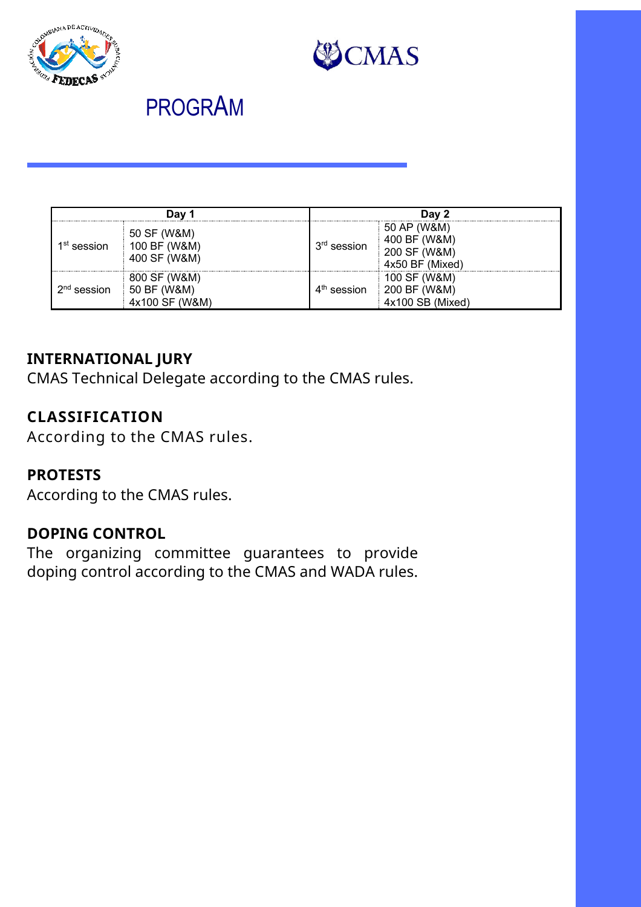# PROGRAM

| Day 1 | | Day 2 | |
|---|---|---|---|
| 1st session | 50 SF (W&M)<br>100 BF (W&M)<br>400 SF (W&M) | 3rd session | 50 AP (W&M)<br>400 BF (W&M)<br>200 SF (W&M)<br>4x50 BF (Mixed) |
| 2nd session | 800 SF (W&M)<br>50 BF (W&M)<br>4x100 SF (W&M) | 4th session | 100 SF (W&M)<br>200 BF (W&M)<br>4x100 SB (Mixed) |

## INTERNATIONAL JURY

CMAS Technical Delegate according to the CMAS rules.

## CLASSIFICATION

According to the CMAS rules.

## PROTESTS

According to the CMAS rules.

## DOPING CONTROL

The organizing committee guarantees to provide doping control according to the CMAS and WADA rules.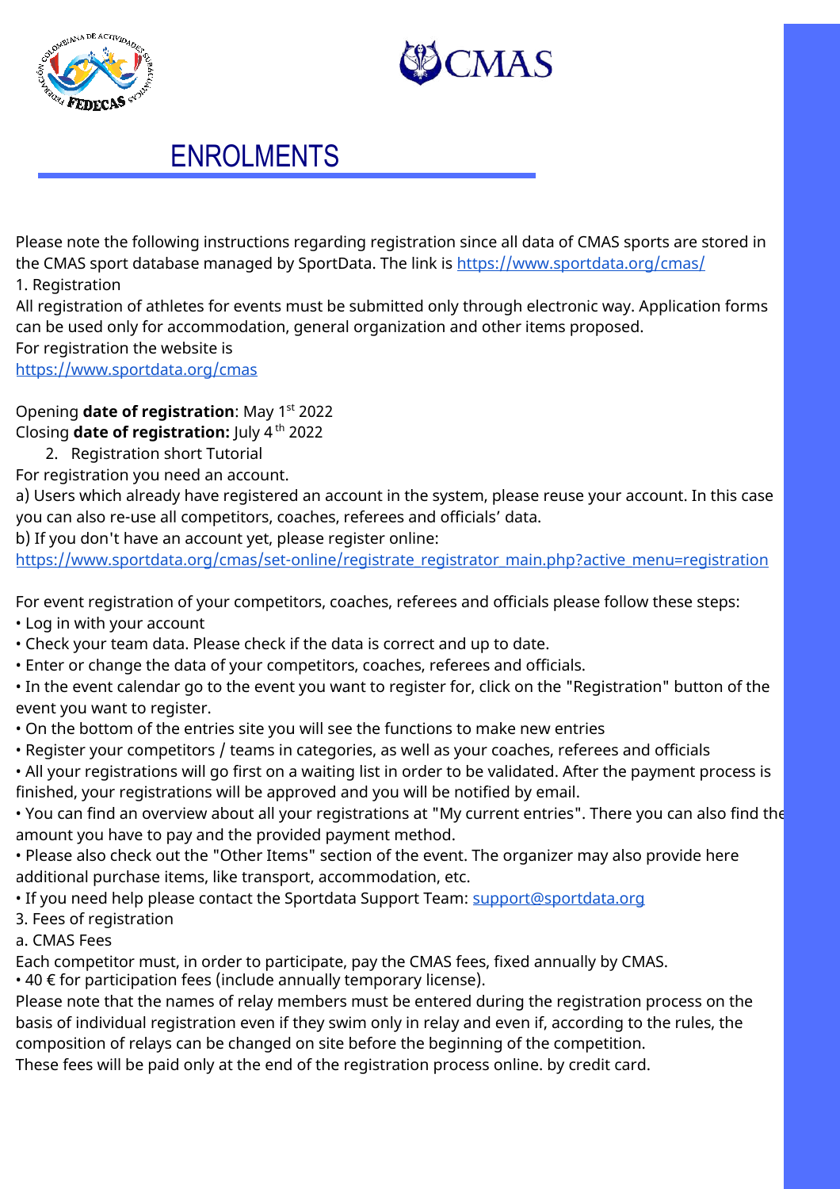# ENROLMENTS

Please note the following instructions regarding registration since all data of CMAS sports are stored in the CMAS sport database managed by SportData. The link is https://www.sportdata.org/cmas/

1. Registration

All registration of athletes for events must be submitted only through electronic way. Application forms can be used only for accommodation, general organization and other items proposed.

For registration the website is
https://www.sportdata.org/cmas

Opening **date of registration**: May 1st 2022
Closing **date of registration:** July 4 th 2022

2. Registration short Tutorial

For registration you need an account.

a) Users which already have registered an account in the system, please reuse your account. In this case you can also re-use all competitors, coaches, referees and officials' data.

b) If you don't have an account yet, please register online:
https://www.sportdata.org/cmas/set-online/registrate_registrator_main.php?active_menu=registration

For event registration of your competitors, coaches, referees and officials please follow these steps:

- Log in with your account
- Check your team data. Please check if the data is correct and up to date.
- Enter or change the data of your competitors, coaches, referees and officials.
- In the event calendar go to the event you want to register for, click on the "Registration" button of the event you want to register.
- On the bottom of the entries site you will see the functions to make new entries
- Register your competitors / teams in categories, as well as your coaches, referees and officials
- All your registrations will go first on a waiting list in order to be validated. After the payment process is finished, your registrations will be approved and you will be notified by email.
- You can find an overview about all your registrations at "My current entries". There you can also find the amount you have to pay and the provided payment method.
- Please also check out the "Other Items" section of the event. The organizer may also provide here additional purchase items, like transport, accommodation, etc.
- If you need help please contact the Sportdata Support Team: support@sportdata.org

3. Fees of registration

a. CMAS Fees

Each competitor must, in order to participate, pay the CMAS fees, fixed annually by CMAS.

- 40 € for participation fees (include annually temporary license).

Please note that the names of relay members must be entered during the registration process on the basis of individual registration even if they swim only in relay and even if, according to the rules, the composition of relays can be changed on site before the beginning of the competition.

These fees will be paid only at the end of the registration process online. by credit card.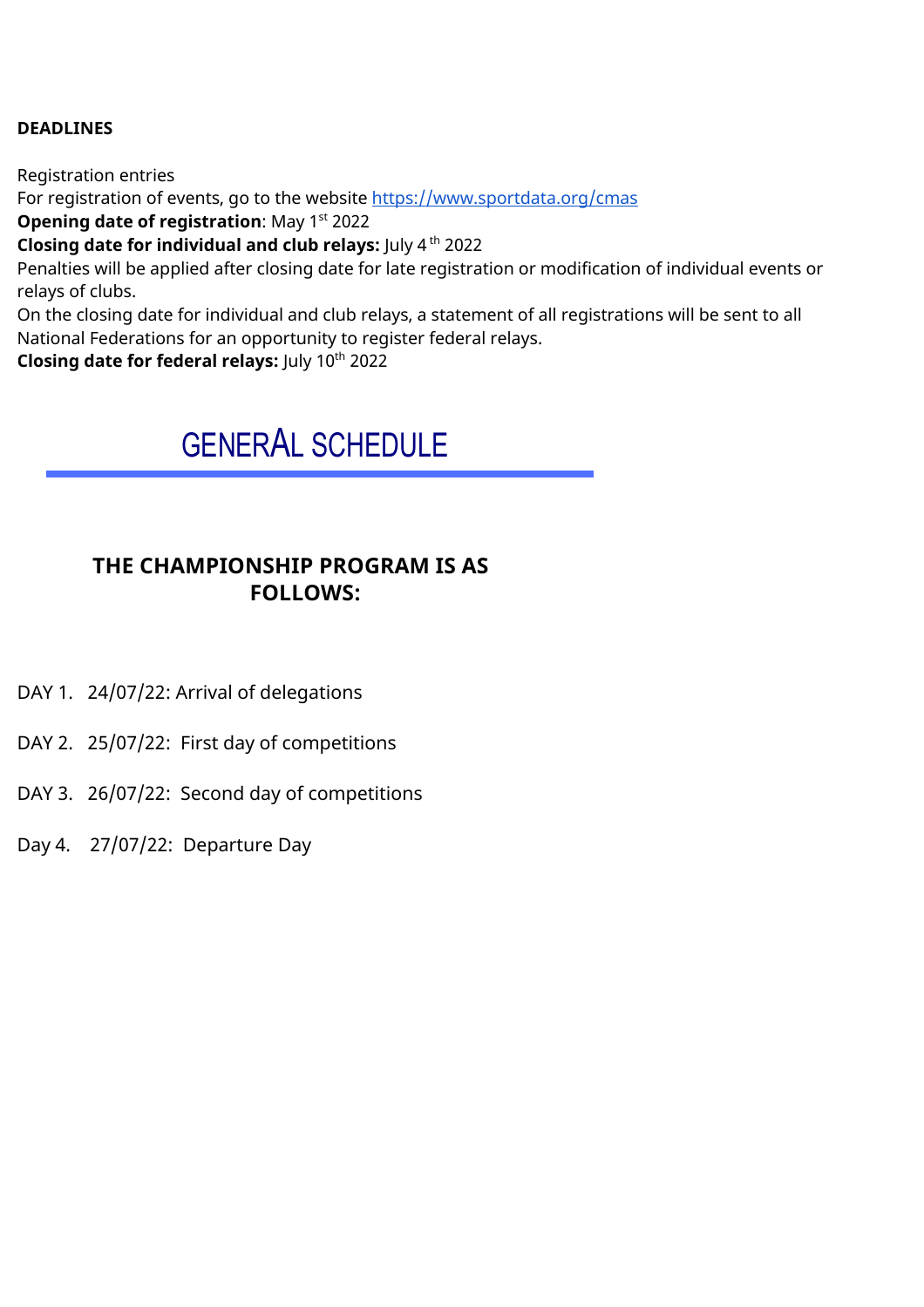**DEADLINES**

Registration entries
For registration of events, go to the website [https://www.sportdata.org/cmas](https://www.sportdata.org/cmas)
**Opening date of registration**: May 1st 2022
**Closing date for individual and club relays:** July 4th 2022
Penalties will be applied after closing date for late registration or modification of individual events or relays of clubs.
On the closing date for individual and club relays, a statement of all registrations will be sent to all National Federations for an opportunity to register federal relays.
**Closing date for federal relays:** July 10th 2022

# GENERAL SCHEDULE

**THE CHAMPIONSHIP PROGRAM IS AS FOLLOWS:**

DAY 1. 24/07/22: Arrival of delegations

DAY 2. 25/07/22: First day of competitions

DAY 3. 26/07/22: Second day of competitions

Day 4. 27/07/22: Departure Day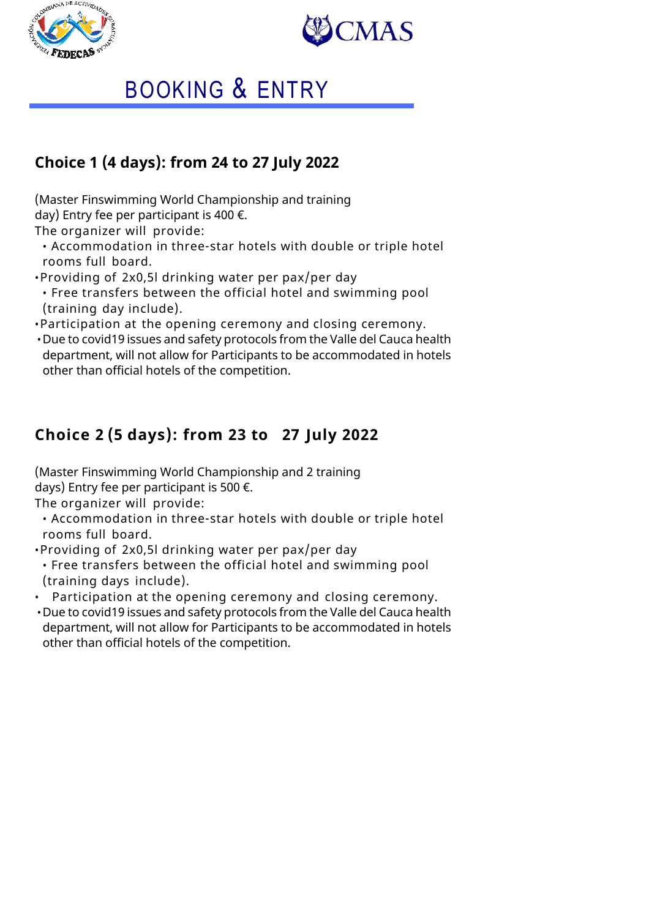# BOOKING & ENTRY

## Choice 1 (4 days): from 24 to 27 July 2022

(Master Finswimming World Championship and training day) Entry fee per participant is 400 €.

The organizer will provide:

- Accommodation in three-star hotels with double or triple hotel rooms full board.
- Providing of 2x0,5l drinking water per pax/per day
- Free transfers between the official hotel and swimming pool (training day include).
- Participation at the opening ceremony and closing ceremony.
- Due to covid19 issues and safety protocols from the Valle del Cauca health department, will not allow for Participants to be accommodated in hotels other than official hotels of the competition.

## Choice 2 (5 days): from 23 to 27 July 2022

(Master Finswimming World Championship and 2 training days) Entry fee per participant is 500 €.

The organizer will provide:

- Accommodation in three-star hotels with double or triple hotel rooms full board.
- Providing of 2x0,5l drinking water per pax/per day
- Free transfers between the official hotel and swimming pool (training days include).
- Participation at the opening ceremony and closing ceremony.
- Due to covid19 issues and safety protocols from the Valle del Cauca health department, will not allow for Participants to be accommodated in hotels other than official hotels of the competition.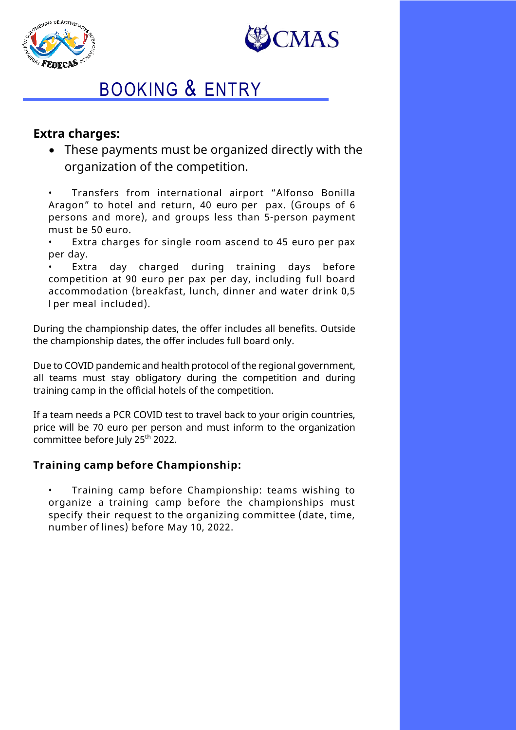# BOOKING & ENTRY

### Extra charges:

- These payments must be organized directly with the organization of the competition.

• Transfers from international airport "Alfonso Bonilla Aragon" to hotel and return, 40 euro per pax. (Groups of 6 persons and more), and groups less than 5-person payment must be 50 euro.

• Extra charges for single room ascend to 45 euro per pax per day.

• Extra day charged during training days before competition at 90 euro per pax per day, including full board accommodation (breakfast, lunch, dinner and water drink 0,5 l per meal included).

During the championship dates, the offer includes all benefits. Outside the championship dates, the offer includes full board only.

Due to COVID pandemic and health protocol of the regional government, all teams must stay obligatory during the competition and during training camp in the official hotels of the competition.

If a team needs a PCR COVID test to travel back to your origin countries, price will be 70 euro per person and must inform to the organization committee before July 25th 2022.

### Training camp before Championship:

• Training camp before Championship: teams wishing to organize a training camp before the championships must specify their request to the organizing committee (date, time, number of lines) before May 10, 2022.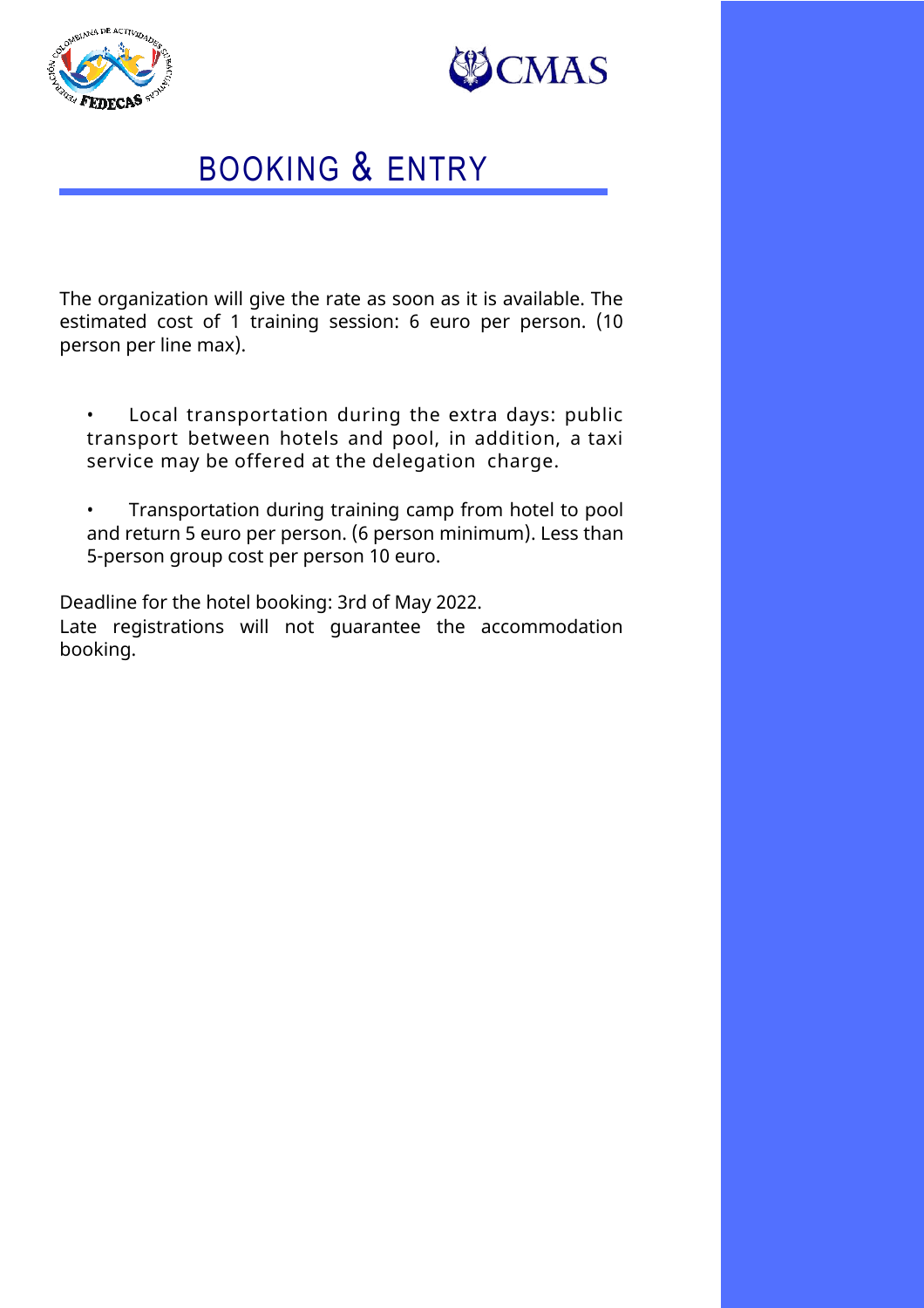# BOOKING & ENTRY

The organization will give the rate as soon as it is available. The estimated cost of 1 training session: 6 euro per person. (10 person per line max).

- Local transportation during the extra days: public transport between hotels and pool, in addition, a taxi service may be offered at the delegation charge.
- Transportation during training camp from hotel to pool and return 5 euro per person. (6 person minimum). Less than 5-person group cost per person 10 euro.

Deadline for the hotel booking: 3rd of May 2022.
Late registrations will not guarantee the accommodation booking.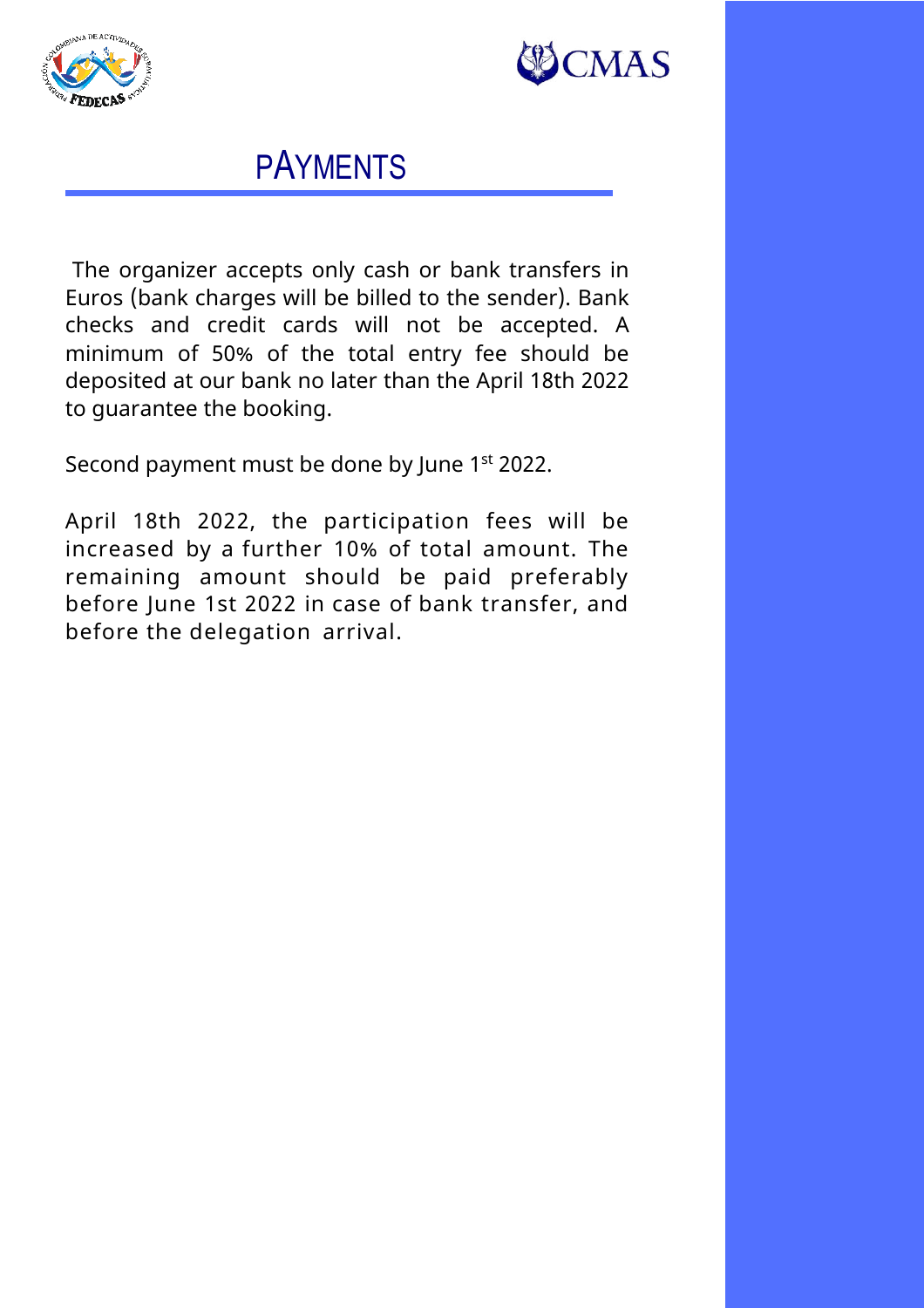# PAYMENTS

The organizer accepts only cash or bank transfers in Euros (bank charges will be billed to the sender). Bank checks and credit cards will not be accepted. A minimum of 50% of the total entry fee should be deposited at our bank no later than the April 18th 2022 to guarantee the booking.

Second payment must be done by June 1st 2022.

April 18th 2022, the participation fees will be increased by a further 10% of total amount. The remaining amount should be paid preferably before June 1st 2022 in case of bank transfer, and before the delegation arrival.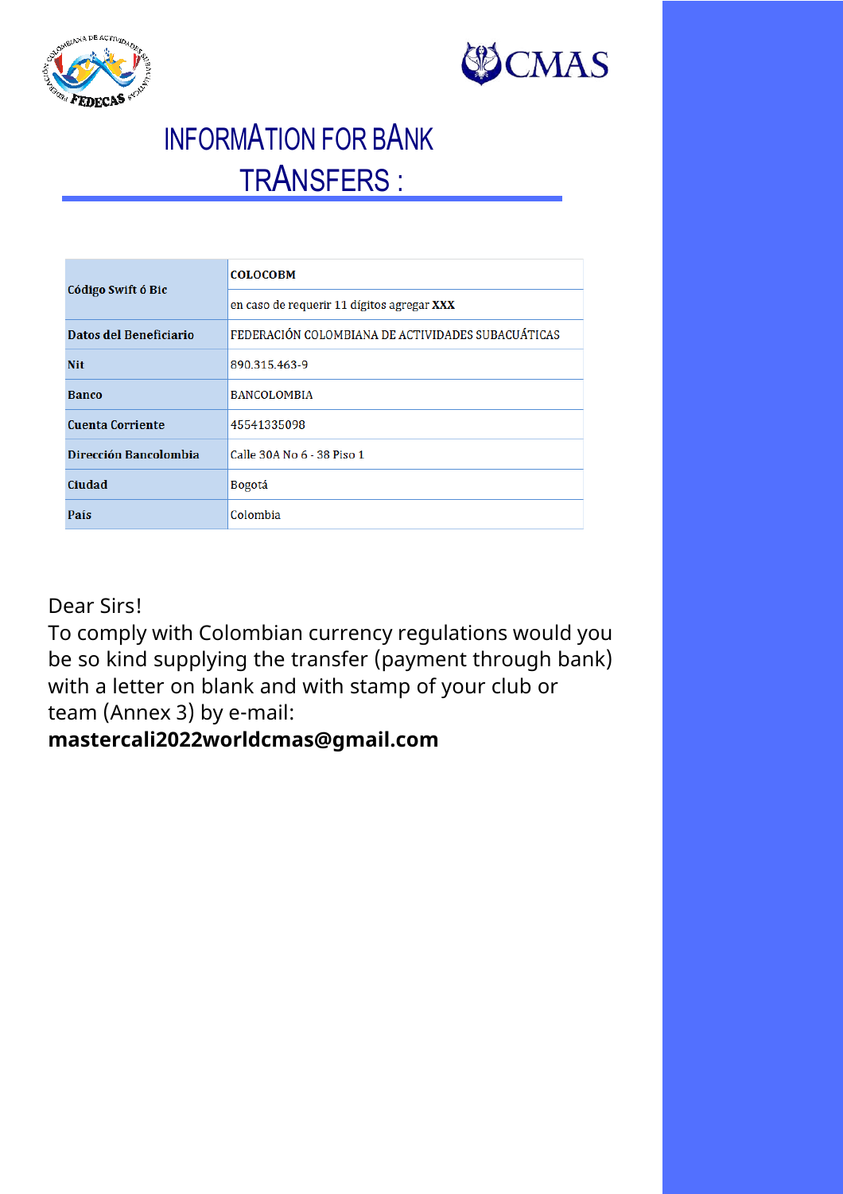# INFORMATION FOR BANK TRANSFERS :

| | |
|---|---|
| **Código Swift ó Bic** | **COLOCOBM** |
| | en caso de requerir 11 dígitos agregar **XXX** |
| **Datos del Beneficiario** | FEDERACIÓN COLOMBIANA DE ACTIVIDADES SUBACUÁTICAS |
| **Nit** | 890.315.463-9 |
| **Banco** | BANCOLOMBIA |
| **Cuenta Corriente** | 45541335098 |
| **Dirección Bancolombia** | Calle 30A No 6 - 38 Piso 1 |
| **Ciudad** | Bogotá |
| **País** | Colombia |

Dear Sirs!
To comply with Colombian currency regulations would you be so kind supplying the transfer (payment through bank) with a letter on blank and with stamp of your club or team (Annex 3) by e-mail:
**mastercali2022worldcmas@gmail.com**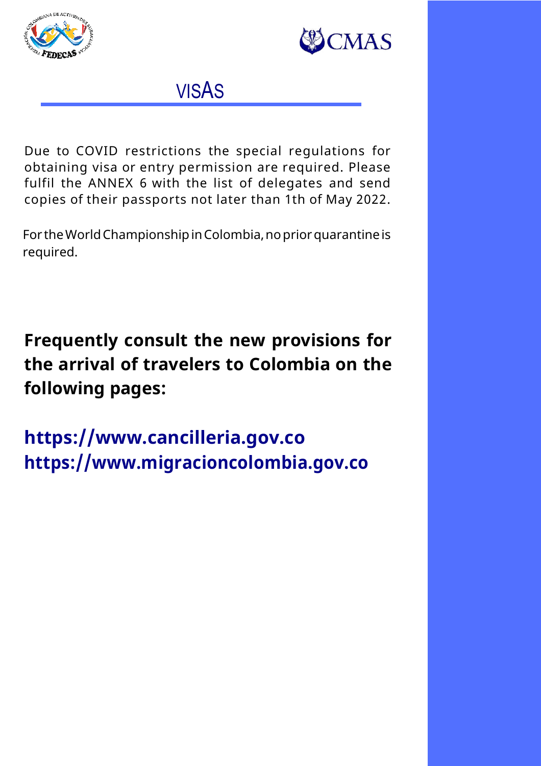# VISAS

Due to COVID restrictions the special regulations for obtaining visa or entry permission are required. Please fulfil the ANNEX 6 with the list of delegates and send copies of their passports not later than 1th of May 2022.

For the World Championship in Colombia, no prior quarantine is required.

**Frequently consult the new provisions for the arrival of travelers to Colombia on the following pages:**

**https://www.cancilleria.gov.co**
**https://www.migracioncolombia.gov.co**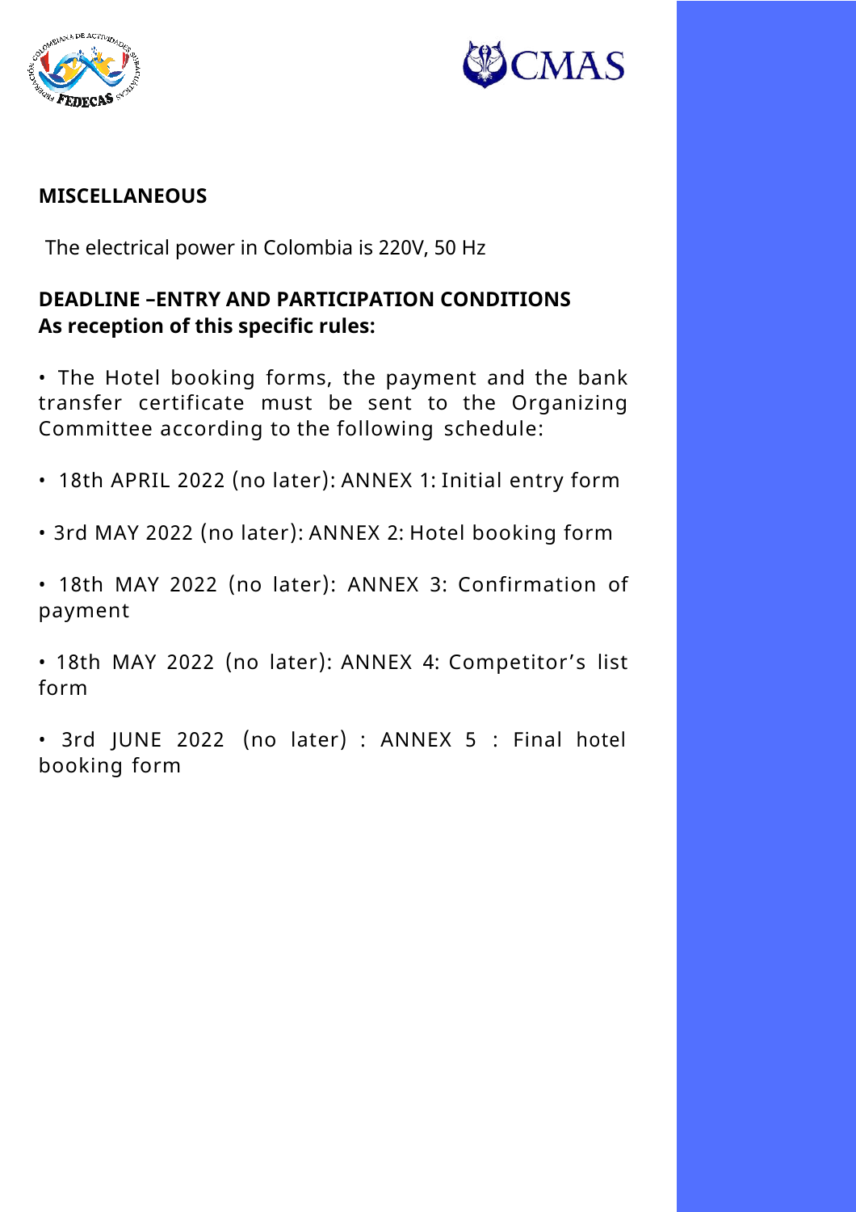## MISCELLANEOUS

The electrical power in Colombia is 220V, 50 Hz

## DEADLINE –ENTRY AND PARTICIPATION CONDITIONS As reception of this specific rules:

- The Hotel booking forms, the payment and the bank transfer certificate must be sent to the Organizing Committee according to the following schedule:

- 18th APRIL 2022 (no later): ANNEX 1: Initial entry form

- 3rd MAY 2022 (no later): ANNEX 2: Hotel booking form

- 18th MAY 2022 (no later): ANNEX 3: Confirmation of payment

- 18th MAY 2022 (no later): ANNEX 4: Competitor's list form

- 3rd JUNE 2022 (no later) : ANNEX 5 : Final hotel booking form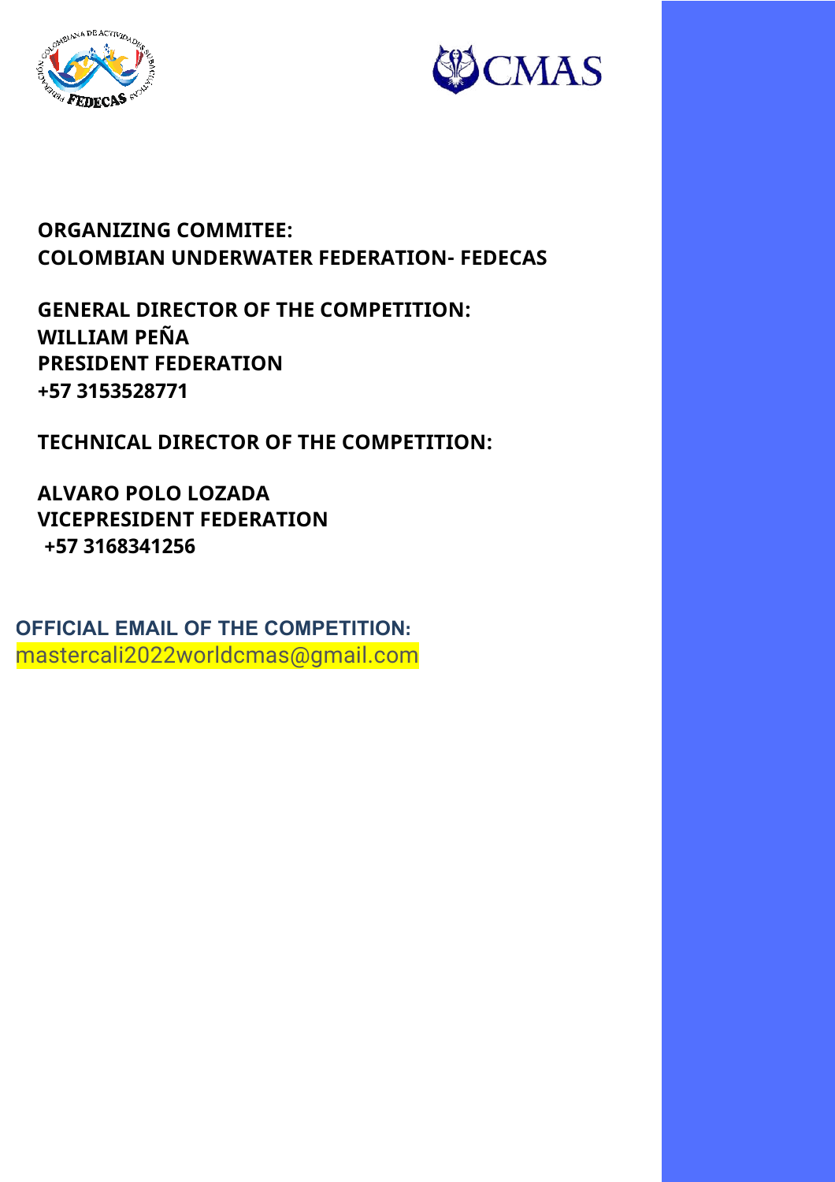**ORGANIZING COMMITEE:**
**COLOMBIAN UNDERWATER FEDERATION- FEDECAS**

**GENERAL DIRECTOR OF THE COMPETITION:**
**WILLIAM PEÑA**
**PRESIDENT FEDERATION**
**+57 3153528771**

**TECHNICAL DIRECTOR OF THE COMPETITION:**

**ALVARO POLO LOZADA**
**VICEPRESIDENT FEDERATION**
**+57 3168341256**

**OFFICIAL EMAIL OF THE COMPETITION:**
mastercali2022worldcmas@gmail.com